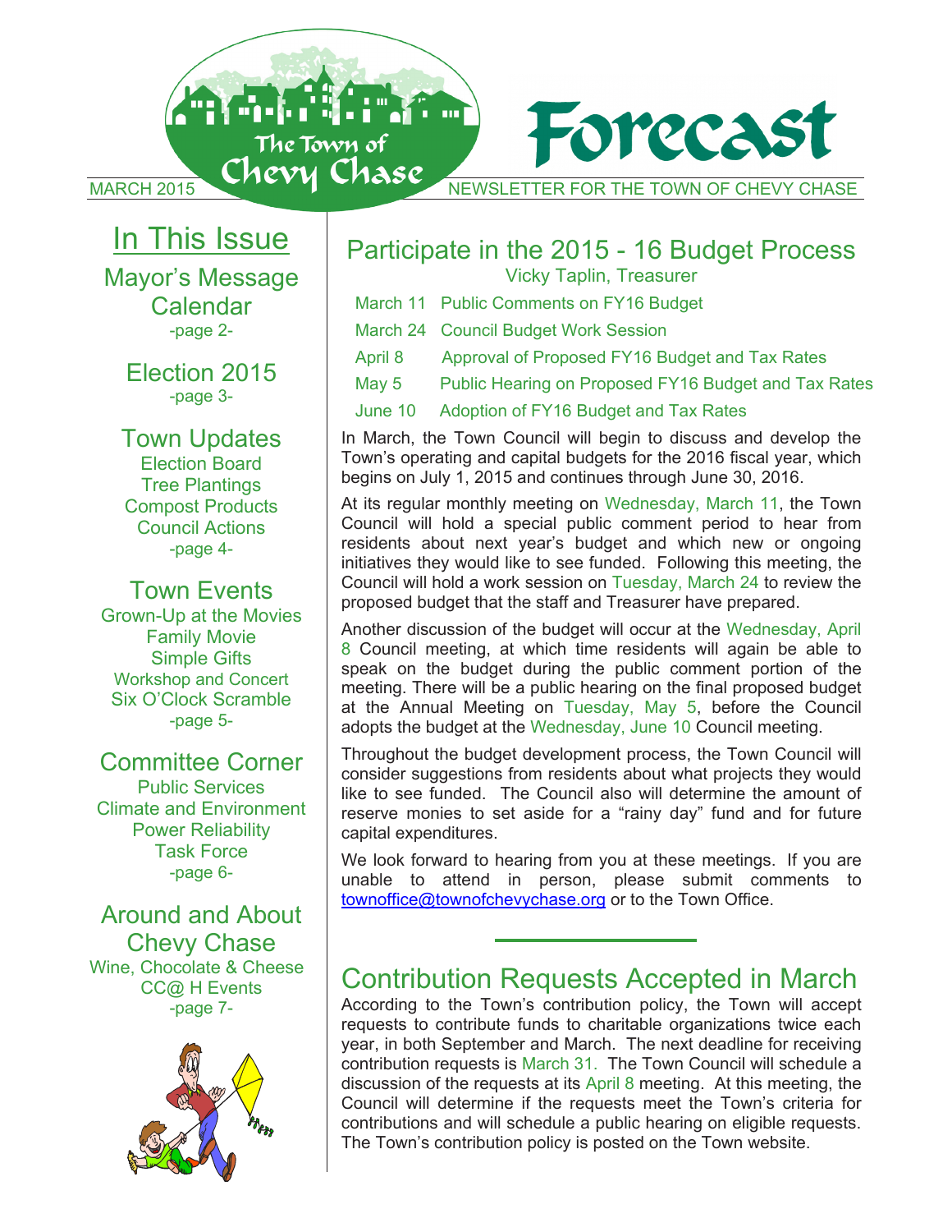# Forecast

MARCH 2015 — The Town of Chevy Chase — NEWSLETTER FOR THE TOWN OF CHEVY CHASE

## In This Issue

**Mayor's Message**
**Calendar**
-page 2-

**Election 2015**
-page 3-

**Town Updates**
Election Board
Tree Plantings
Compost Products
Council Actions
-page 4-

**Town Events**
Grown-Up at the Movies
Family Movie
Simple Gifts
Workshop and Concert
Six O'Clock Scramble
-page 5-

**Committee Corner**
Public Services
Climate and Environment
Power Reliability
Task Force
-page 6-

**Around and About Chevy Chase**
Wine, Chocolate & Cheese
CC@ H Events
-page 7-

## Participate in the 2015 - 16 Budget Process

Vicky Taplin, Treasurer

| | |
|---|---|
| March 11 | Public Comments on FY16 Budget |
| March 24 | Council Budget Work Session |
| April 8 | Approval of Proposed FY16 Budget and Tax Rates |
| May 5 | Public Hearing on Proposed FY16 Budget and Tax Rates |
| June 10 | Adoption of FY16 Budget and Tax Rates |

In March, the Town Council will begin to discuss and develop the Town's operating and capital budgets for the 2016 fiscal year, which begins on July 1, 2015 and continues through June 30, 2016.

At its regular monthly meeting on Wednesday, March 11, the Town Council will hold a special public comment period to hear from residents about next year's budget and which new or ongoing initiatives they would like to see funded. Following this meeting, the Council will hold a work session on Tuesday, March 24 to review the proposed budget that the staff and Treasurer have prepared.

Another discussion of the budget will occur at the Wednesday, April 8 Council meeting, at which time residents will again be able to speak on the budget during the public comment portion of the meeting. There will be a public hearing on the final proposed budget at the Annual Meeting on Tuesday, May 5, before the Council adopts the budget at the Wednesday, June 10 Council meeting.

Throughout the budget development process, the Town Council will consider suggestions from residents about what projects they would like to see funded. The Council also will determine the amount of reserve monies to set aside for a "rainy day" fund and for future capital expenditures.

We look forward to hearing from you at these meetings. If you are unable to attend in person, please submit comments to townoffice@townofchevychase.org or to the Town Office.

## Contribution Requests Accepted in March

According to the Town's contribution policy, the Town will accept requests to contribute funds to charitable organizations twice each year, in both September and March. The next deadline for receiving contribution requests is March 31. The Town Council will schedule a discussion of the requests at its April 8 meeting. At this meeting, the Council will determine if the requests meet the Town's criteria for contributions and will schedule a public hearing on eligible requests. The Town's contribution policy is posted on the Town website.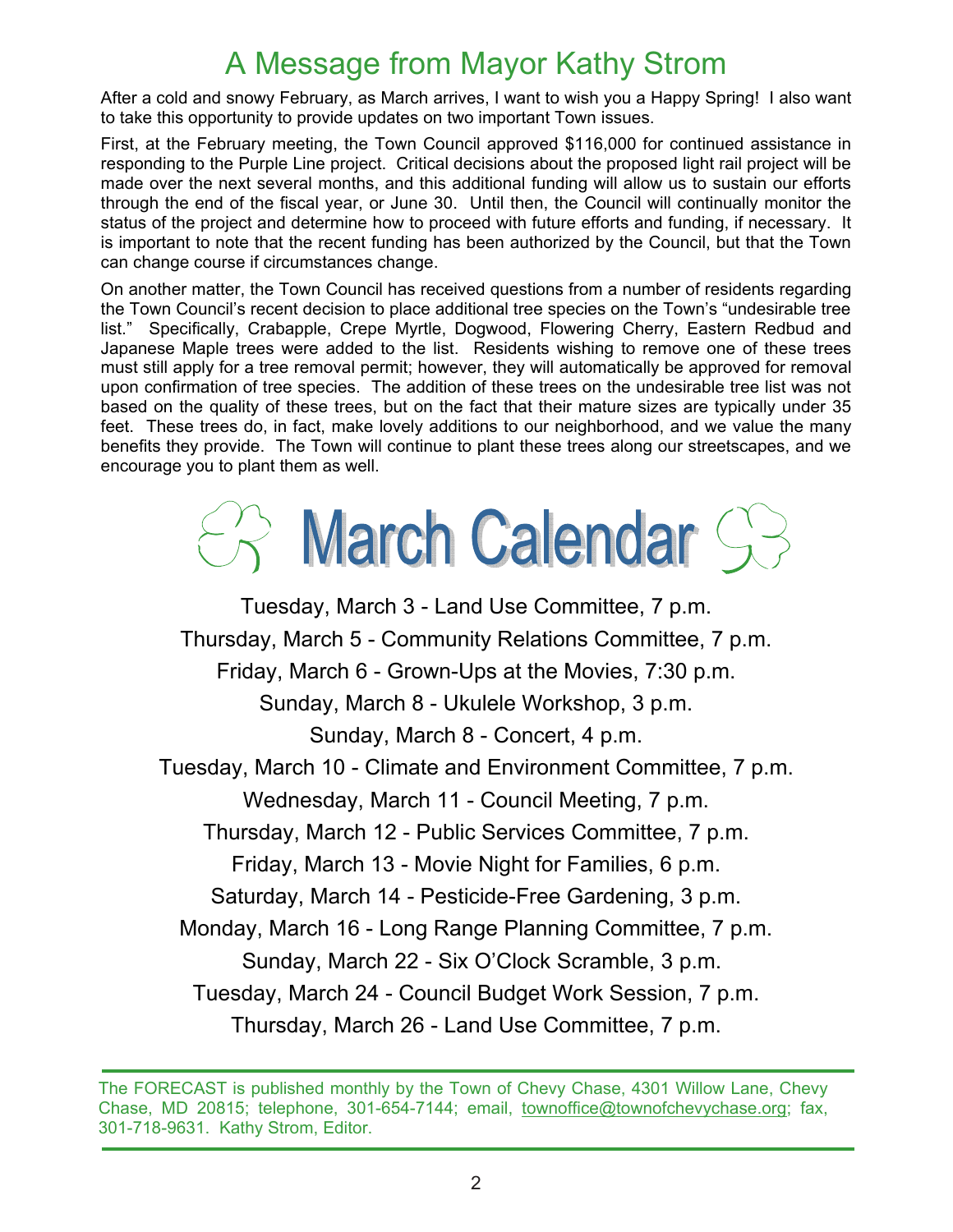# A Message from Mayor Kathy Strom

After a cold and snowy February, as March arrives, I want to wish you a Happy Spring! I also want to take this opportunity to provide updates on two important Town issues.

First, at the February meeting, the Town Council approved $116,000 for continued assistance in responding to the Purple Line project. Critical decisions about the proposed light rail project will be made over the next several months, and this additional funding will allow us to sustain our efforts through the end of the fiscal year, or June 30. Until then, the Council will continually monitor the status of the project and determine how to proceed with future efforts and funding, if necessary. It is important to note that the recent funding has been authorized by the Council, but that the Town can change course if circumstances change.

On another matter, the Town Council has received questions from a number of residents regarding the Town Council's recent decision to place additional tree species on the Town's "undesirable tree list." Specifically, Crabapple, Crepe Myrtle, Dogwood, Flowering Cherry, Eastern Redbud and Japanese Maple trees were added to the list. Residents wishing to remove one of these trees must still apply for a tree removal permit; however, they will automatically be approved for removal upon confirmation of tree species. The addition of these trees on the undesirable tree list was not based on the quality of these trees, but on the fact that their mature sizes are typically under 35 feet. These trees do, in fact, make lovely additions to our neighborhood, and we value the many benefits they provide. The Town will continue to plant these trees along our streetscapes, and we encourage you to plant them as well.

# March Calendar

Tuesday, March 3 - Land Use Committee, 7 p.m.

Thursday, March 5 - Community Relations Committee, 7 p.m.

Friday, March 6 - Grown-Ups at the Movies, 7:30 p.m.

Sunday, March 8 - Ukulele Workshop, 3 p.m.

Sunday, March 8 - Concert, 4 p.m.

Tuesday, March 10 - Climate and Environment Committee, 7 p.m.

Wednesday, March 11 - Council Meeting, 7 p.m.

Thursday, March 12 - Public Services Committee, 7 p.m.

Friday, March 13 - Movie Night for Families, 6 p.m.

Saturday, March 14 - Pesticide-Free Gardening, 3 p.m.

Monday, March 16 - Long Range Planning Committee, 7 p.m.

Sunday, March 22 - Six O'Clock Scramble, 3 p.m.

Tuesday, March 24 - Council Budget Work Session, 7 p.m.

Thursday, March 26 - Land Use Committee, 7 p.m.

---

The FORECAST is published monthly by the Town of Chevy Chase, 4301 Willow Lane, Chevy Chase, MD 20815; telephone, 301-654-7144; email, townoffice@townofchevychase.org; fax, 301-718-9631. Kathy Strom, Editor.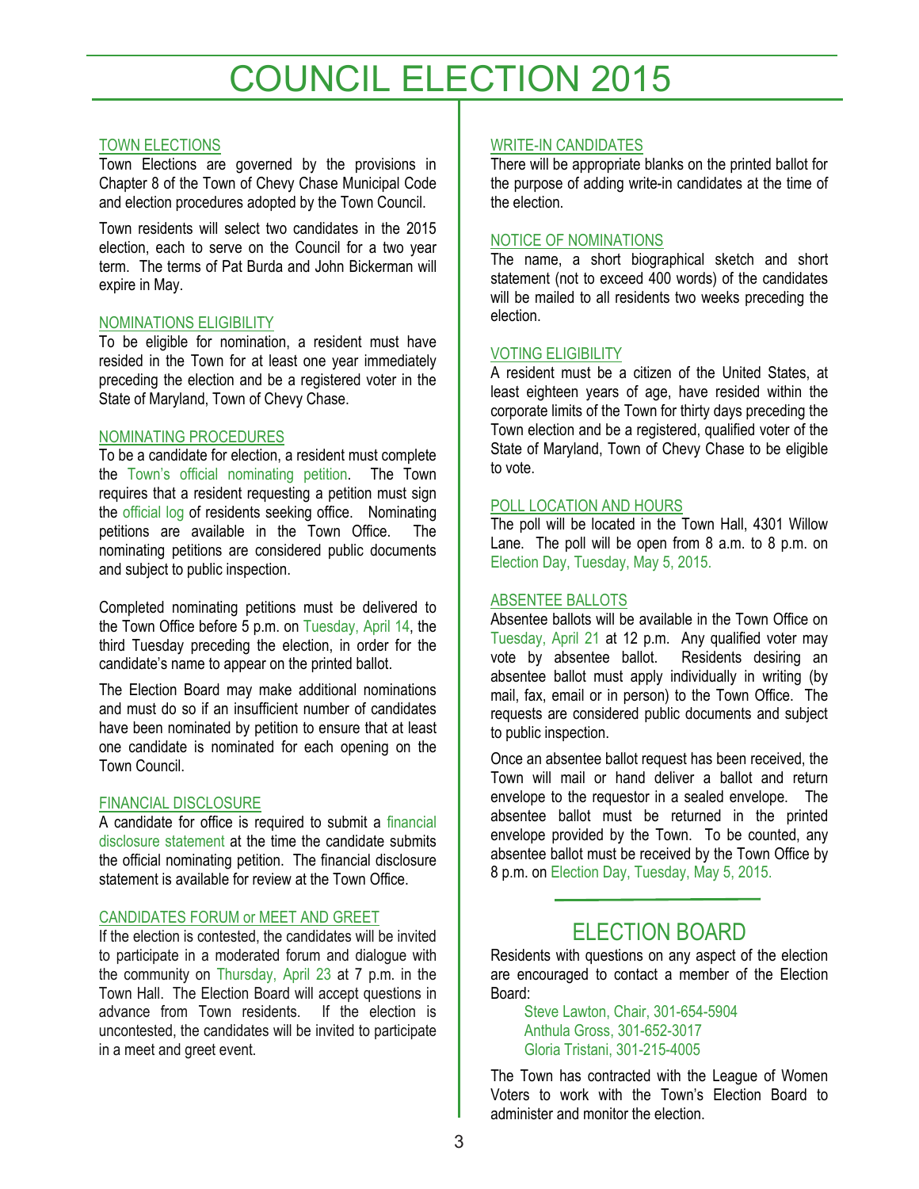# COUNCIL ELECTION 2015

### TOWN ELECTIONS

Town Elections are governed by the provisions in Chapter 8 of the Town of Chevy Chase Municipal Code and election procedures adopted by the Town Council.

Town residents will select two candidates in the 2015 election, each to serve on the Council for a two year term. The terms of Pat Burda and John Bickerman will expire in May.

### NOMINATIONS ELIGIBILITY

To be eligible for nomination, a resident must have resided in the Town for at least one year immediately preceding the election and be a registered voter in the State of Maryland, Town of Chevy Chase.

### NOMINATING PROCEDURES

To be a candidate for election, a resident must complete the Town's official nominating petition. The Town requires that a resident requesting a petition must sign the official log of residents seeking office. Nominating petitions are available in the Town Office. The nominating petitions are considered public documents and subject to public inspection.

Completed nominating petitions must be delivered to the Town Office before 5 p.m. on Tuesday, April 14, the third Tuesday preceding the election, in order for the candidate's name to appear on the printed ballot.

The Election Board may make additional nominations and must do so if an insufficient number of candidates have been nominated by petition to ensure that at least one candidate is nominated for each opening on the Town Council.

### FINANCIAL DISCLOSURE

A candidate for office is required to submit a financial disclosure statement at the time the candidate submits the official nominating petition. The financial disclosure statement is available for review at the Town Office.

### CANDIDATES FORUM or MEET AND GREET

If the election is contested, the candidates will be invited to participate in a moderated forum and dialogue with the community on Thursday, April 23 at 7 p.m. in the Town Hall. The Election Board will accept questions in advance from Town residents. If the election is uncontested, the candidates will be invited to participate in a meet and greet event.

### WRITE-IN CANDIDATES

There will be appropriate blanks on the printed ballot for the purpose of adding write-in candidates at the time of the election.

### NOTICE OF NOMINATIONS

The name, a short biographical sketch and short statement (not to exceed 400 words) of the candidates will be mailed to all residents two weeks preceding the election.

### VOTING ELIGIBILITY

A resident must be a citizen of the United States, at least eighteen years of age, have resided within the corporate limits of the Town for thirty days preceding the Town election and be a registered, qualified voter of the State of Maryland, Town of Chevy Chase to be eligible to vote.

### POLL LOCATION AND HOURS

The poll will be located in the Town Hall, 4301 Willow Lane. The poll will be open from 8 a.m. to 8 p.m. on Election Day, Tuesday, May 5, 2015.

### ABSENTEE BALLOTS

Absentee ballots will be available in the Town Office on Tuesday, April 21 at 12 p.m. Any qualified voter may vote by absentee ballot. Residents desiring an absentee ballot must apply individually in writing (by mail, fax, email or in person) to the Town Office. The requests are considered public documents and subject to public inspection.

Once an absentee ballot request has been received, the Town will mail or hand deliver a ballot and return envelope to the requestor in a sealed envelope. The absentee ballot must be returned in the printed envelope provided by the Town. To be counted, any absentee ballot must be received by the Town Office by 8 p.m. on Election Day, Tuesday, May 5, 2015.

## ELECTION BOARD

Residents with questions on any aspect of the election are encouraged to contact a member of the Election Board:

Steve Lawton, Chair, 301-654-5904
Anthula Gross, 301-652-3017
Gloria Tristani, 301-215-4005

The Town has contracted with the League of Women Voters to work with the Town's Election Board to administer and monitor the election.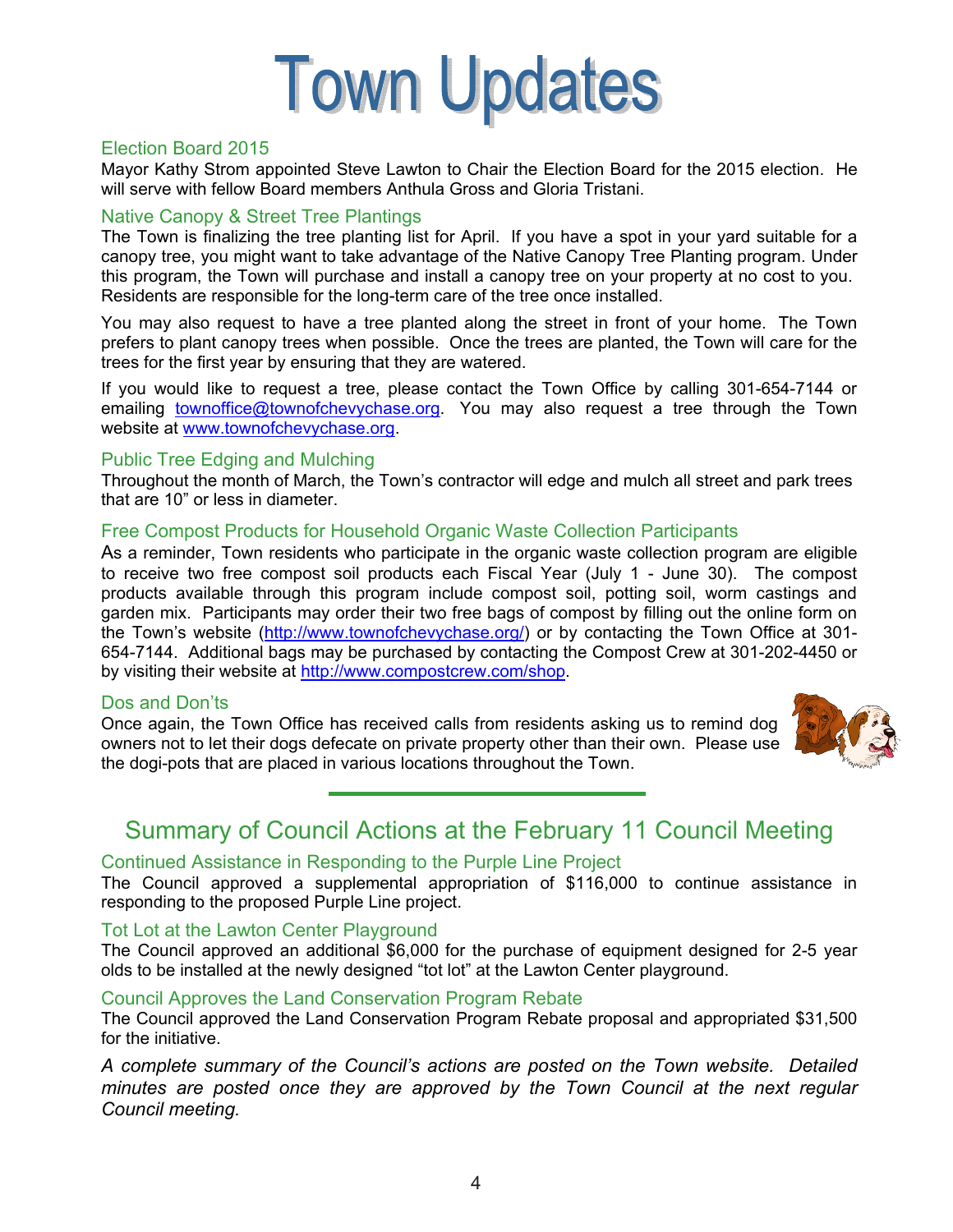# Town Updates

### Election Board 2015

Mayor Kathy Strom appointed Steve Lawton to Chair the Election Board for the 2015 election. He will serve with fellow Board members Anthula Gross and Gloria Tristani.

### Native Canopy & Street Tree Plantings

The Town is finalizing the tree planting list for April. If you have a spot in your yard suitable for a canopy tree, you might want to take advantage of the Native Canopy Tree Planting program. Under this program, the Town will purchase and install a canopy tree on your property at no cost to you. Residents are responsible for the long-term care of the tree once installed.

You may also request to have a tree planted along the street in front of your home. The Town prefers to plant canopy trees when possible. Once the trees are planted, the Town will care for the trees for the first year by ensuring that they are watered.

If you would like to request a tree, please contact the Town Office by calling 301-654-7144 or emailing townoffice@townofchevychase.org. You may also request a tree through the Town website at www.townofchevychase.org.

### Public Tree Edging and Mulching

Throughout the month of March, the Town's contractor will edge and mulch all street and park trees that are 10" or less in diameter.

### Free Compost Products for Household Organic Waste Collection Participants

As a reminder, Town residents who participate in the organic waste collection program are eligible to receive two free compost soil products each Fiscal Year (July 1 - June 30). The compost products available through this program include compost soil, potting soil, worm castings and garden mix. Participants may order their two free bags of compost by filling out the online form on the Town's website (http://www.townofchevychase.org/) or by contacting the Town Office at 301-654-7144. Additional bags may be purchased by contacting the Compost Crew at 301-202-4450 or by visiting their website at http://www.compostcrew.com/shop.

### Dos and Don'ts

Once again, the Town Office has received calls from residents asking us to remind dog owners not to let their dogs defecate on private property other than their own. Please use the dogi-pots that are placed in various locations throughout the Town.

---

## Summary of Council Actions at the February 11 Council Meeting

### Continued Assistance in Responding to the Purple Line Project

The Council approved a supplemental appropriation of $116,000 to continue assistance in responding to the proposed Purple Line project.

### Tot Lot at the Lawton Center Playground

The Council approved an additional $6,000 for the purchase of equipment designed for 2-5 year olds to be installed at the newly designed "tot lot" at the Lawton Center playground.

### Council Approves the Land Conservation Program Rebate

The Council approved the Land Conservation Program Rebate proposal and appropriated $31,500 for the initiative.

*A complete summary of the Council's actions are posted on the Town website. Detailed minutes are posted once they are approved by the Town Council at the next regular Council meeting.*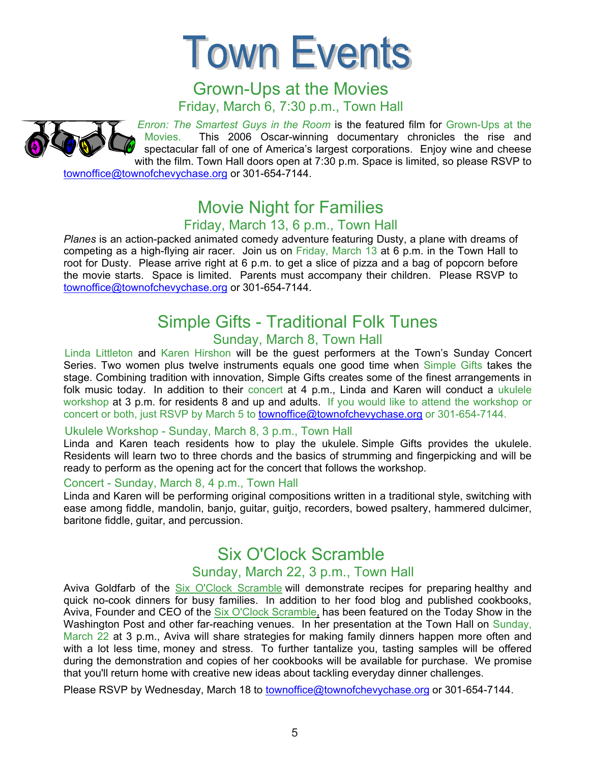# Town Events

## Grown-Ups at the Movies

### Friday, March 6, 7:30 p.m., Town Hall

*Enron: The Smartest Guys in the Room* is the featured film for Grown-Ups at the Movies. This 2006 Oscar-winning documentary chronicles the rise and spectacular fall of one of America's largest corporations. Enjoy wine and cheese with the film. Town Hall doors open at 7:30 p.m. Space is limited, so please RSVP to townoffice@townofchevychase.org or 301-654-7144.

## Movie Night for Families

### Friday, March 13, 6 p.m., Town Hall

*Planes* is an action-packed animated comedy adventure featuring Dusty, a plane with dreams of competing as a high-flying air racer. Join us on Friday, March 13 at 6 p.m. in the Town Hall to root for Dusty. Please arrive right at 6 p.m. to get a slice of pizza and a bag of popcorn before the movie starts. Space is limited. Parents must accompany their children. Please RSVP to townoffice@townofchevychase.org or 301-654-7144.

## Simple Gifts - Traditional Folk Tunes

### Sunday, March 8, Town Hall

Linda Littleton and Karen Hirshon will be the guest performers at the Town's Sunday Concert Series. Two women plus twelve instruments equals one good time when Simple Gifts takes the stage. Combining tradition with innovation, Simple Gifts creates some of the finest arrangements in folk music today. In addition to their concert at 4 p.m., Linda and Karen will conduct a ukulele workshop at 3 p.m. for residents 8 and up and adults. If you would like to attend the workshop or concert or both, just RSVP by March 5 to townoffice@townofchevychase.org or 301-654-7144.

#### Ukulele Workshop - Sunday, March 8, 3 p.m., Town Hall

Linda and Karen teach residents how to play the ukulele. Simple Gifts provides the ukulele. Residents will learn two to three chords and the basics of strumming and fingerpicking and will be ready to perform as the opening act for the concert that follows the workshop.

#### Concert - Sunday, March 8, 4 p.m., Town Hall

Linda and Karen will be performing original compositions written in a traditional style, switching with ease among fiddle, mandolin, banjo, guitar, guitjo, recorders, bowed psaltery, hammered dulcimer, baritone fiddle, guitar, and percussion.

## Six O'Clock Scramble

### Sunday, March 22, 3 p.m., Town Hall

Aviva Goldfarb of the Six O'Clock Scramble will demonstrate recipes for preparing healthy and quick no-cook dinners for busy families. In addition to her food blog and published cookbooks, Aviva, Founder and CEO of the Six O'Clock Scramble, has been featured on the Today Show in the Washington Post and other far-reaching venues. In her presentation at the Town Hall on Sunday, March 22 at 3 p.m., Aviva will share strategies for making family dinners happen more often and with a lot less time, money and stress. To further tantalize you, tasting samples will be offered during the demonstration and copies of her cookbooks will be available for purchase. We promise that you'll return home with creative new ideas about tackling everyday dinner challenges.

Please RSVP by Wednesday, March 18 to townoffice@townofchevychase.org or 301-654-7144.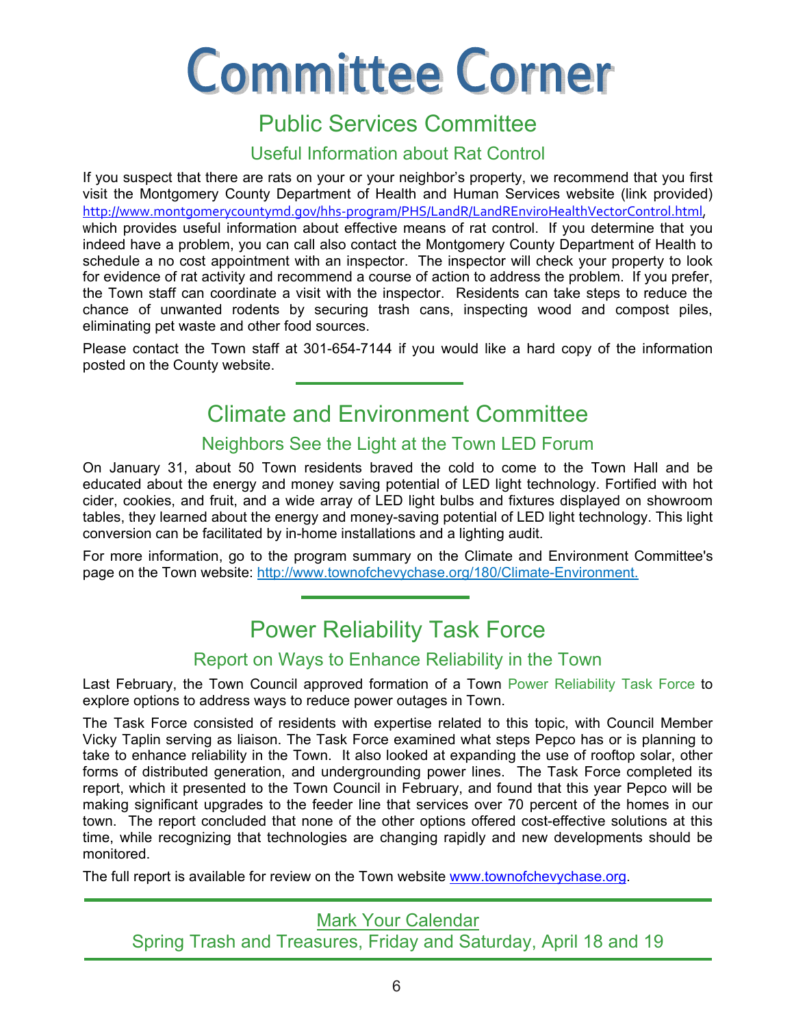# Committee Corner

## Public Services Committee

### Useful Information about Rat Control

If you suspect that there are rats on your or your neighbor's property, we recommend that you first visit the Montgomery County Department of Health and Human Services website (link provided) http://www.montgomerycountymd.gov/hhs-program/PHS/LandR/LandREnviroHealthVectorControl.html, which provides useful information about effective means of rat control. If you determine that you indeed have a problem, you can call also contact the Montgomery County Department of Health to schedule a no cost appointment with an inspector. The inspector will check your property to look for evidence of rat activity and recommend a course of action to address the problem. If you prefer, the Town staff can coordinate a visit with the inspector. Residents can take steps to reduce the chance of unwanted rodents by securing trash cans, inspecting wood and compost piles, eliminating pet waste and other food sources.

Please contact the Town staff at 301-654-7144 if you would like a hard copy of the information posted on the County website.

---

## Climate and Environment Committee

### Neighbors See the Light at the Town LED Forum

On January 31, about 50 Town residents braved the cold to come to the Town Hall and be educated about the energy and money saving potential of LED light technology. Fortified with hot cider, cookies, and fruit, and a wide array of LED light bulbs and fixtures displayed on showroom tables, they learned about the energy and money-saving potential of LED light technology. This light conversion can be facilitated by in-home installations and a lighting audit.

For more information, go to the program summary on the Climate and Environment Committee's page on the Town website: http://www.townofchevychase.org/180/Climate-Environment.

---

## Power Reliability Task Force

### Report on Ways to Enhance Reliability in the Town

Last February, the Town Council approved formation of a Town Power Reliability Task Force to explore options to address ways to reduce power outages in Town.

The Task Force consisted of residents with expertise related to this topic, with Council Member Vicky Taplin serving as liaison. The Task Force examined what steps Pepco has or is planning to take to enhance reliability in the Town. It also looked at expanding the use of rooftop solar, other forms of distributed generation, and undergrounding power lines. The Task Force completed its report, which it presented to the Town Council in February, and found that this year Pepco will be making significant upgrades to the feeder line that services over 70 percent of the homes in our town. The report concluded that none of the other options offered cost-effective solutions at this time, while recognizing that technologies are changing rapidly and new developments should be monitored.

The full report is available for review on the Town website www.townofchevychase.org.

---

Mark Your Calendar

Spring Trash and Treasures, Friday and Saturday, April 18 and 19

---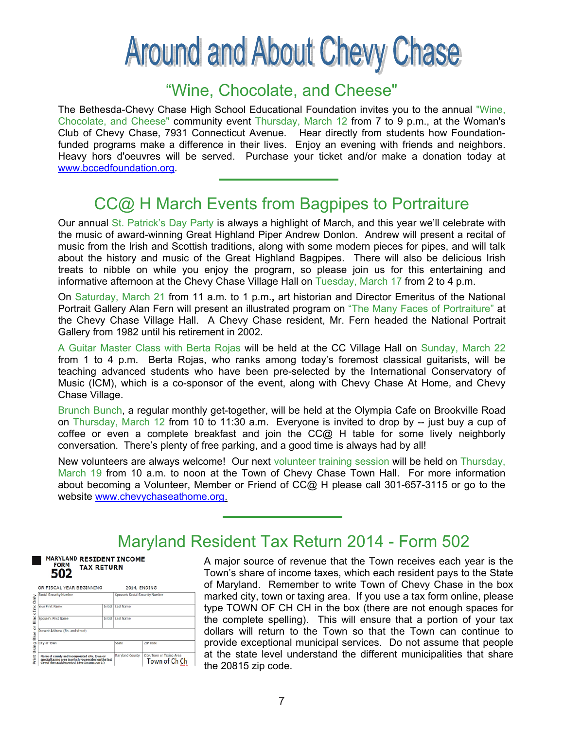# Around and About Chevy Chase

## "Wine, Chocolate, and Cheese"

The Bethesda-Chevy Chase High School Educational Foundation invites you to the annual "Wine, Chocolate, and Cheese" community event Thursday, March 12 from 7 to 9 p.m., at the Woman's Club of Chevy Chase, 7931 Connecticut Avenue. Hear directly from students how Foundation-funded programs make a difference in their lives. Enjoy an evening with friends and neighbors. Heavy hors d'oeuvres will be served. Purchase your ticket and/or make a donation today at www.bccedfoundation.org.

## CC@ H March Events from Bagpipes to Portraiture

Our annual St. Patrick's Day Party is always a highlight of March, and this year we'll celebrate with the music of award-winning Great Highland Piper Andrew Donlon. Andrew will present a recital of music from the Irish and Scottish traditions, along with some modern pieces for pipes, and will talk about the history and music of the Great Highland Bagpipes. There will also be delicious Irish treats to nibble on while you enjoy the program, so please join us for this entertaining and informative afternoon at the Chevy Chase Village Hall on Tuesday, March 17 from 2 to 4 p.m.

On Saturday, March 21 from 11 a.m. to 1 p.m., art historian and Director Emeritus of the National Portrait Gallery Alan Fern will present an illustrated program on "The Many Faces of Portraiture" at the Chevy Chase Village Hall. A Chevy Chase resident, Mr. Fern headed the National Portrait Gallery from 1982 until his retirement in 2002.

A Guitar Master Class with Berta Rojas will be held at the CC Village Hall on Sunday, March 22 from 1 to 4 p.m. Berta Rojas, who ranks among today's foremost classical guitarists, will be teaching advanced students who have been pre-selected by the International Conservatory of Music (ICM), which is a co-sponsor of the event, along with Chevy Chase At Home, and Chevy Chase Village.

Brunch Bunch, a regular monthly get-together, will be held at the Olympia Cafe on Brookville Road on Thursday, March 12 from 10 to 11:30 a.m. Everyone is invited to drop by -- just buy a cup of coffee or even a complete breakfast and join the CC@ H table for some lively neighborly conversation. There's plenty of free parking, and a good time is always had by all!

New volunteers are always welcome! Our next volunteer training session will be held on Thursday, March 19 from 10 a.m. to noon at the Town of Chevy Chase Town Hall. For more information about becoming a Volunteer, Member or Friend of CC@ H please call 301-657-3115 or go to the website www.chevychaseathome.org.

## Maryland Resident Tax Return 2014 - Form 502

A major source of revenue that the Town receives each year is the Town's share of income taxes, which each resident pays to the State of Maryland. Remember to write Town of Chevy Chase in the box marked city, town or taxing area. If you use a tax form online, please type TOWN OF CH CH in the box (there are not enough spaces for the complete spelling). This will ensure that a portion of your tax dollars will return to the Town so that the Town can continue to provide exceptional municipal services. Do not assume that people at the state level understand the different municipalities that share the 20815 zip code.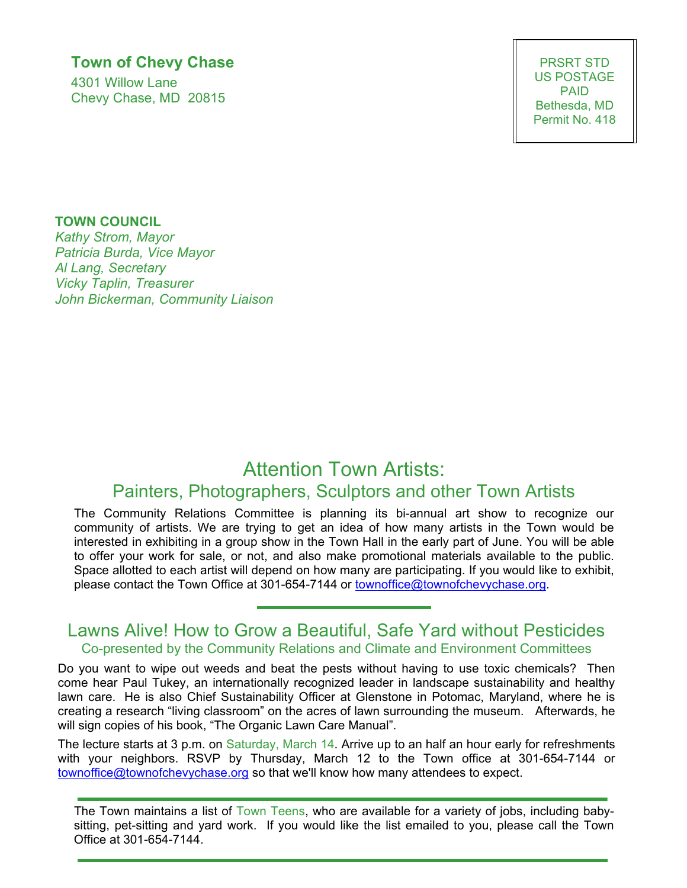**Town of Chevy Chase**

4301 Willow Lane
Chevy Chase, MD 20815

PRSRT STD
US POSTAGE
PAID
Bethesda, MD
Permit No. 418

**TOWN COUNCIL**

*Kathy Strom, Mayor*
*Patricia Burda, Vice Mayor*
*Al Lang, Secretary*
*Vicky Taplin, Treasurer*
*John Bickerman, Community Liaison*

## Attention Town Artists:

### Painters, Photographers, Sculptors and other Town Artists

The Community Relations Committee is planning its bi-annual art show to recognize our community of artists. We are trying to get an idea of how many artists in the Town would be interested in exhibiting in a group show in the Town Hall in the early part of June. You will be able to offer your work for sale, or not, and also make promotional materials available to the public. Space allotted to each artist will depend on how many are participating. If you would like to exhibit, please contact the Town Office at 301-654-7144 or townoffice@townofchevychase.org.

---

## Lawns Alive! How to Grow a Beautiful, Safe Yard without Pesticides

### Co-presented by the Community Relations and Climate and Environment Committees

Do you want to wipe out weeds and beat the pests without having to use toxic chemicals? Then come hear Paul Tukey, an internationally recognized leader in landscape sustainability and healthy lawn care. He is also Chief Sustainability Officer at Glenstone in Potomac, Maryland, where he is creating a research "living classroom" on the acres of lawn surrounding the museum. Afterwards, he will sign copies of his book, "The Organic Lawn Care Manual".

The lecture starts at 3 p.m. on Saturday, March 14. Arrive up to an half an hour early for refreshments with your neighbors. RSVP by Thursday, March 12 to the Town office at 301-654-7144 or townoffice@townofchevychase.org so that we'll know how many attendees to expect.

---

The Town maintains a list of Town Teens, who are available for a variety of jobs, including baby-sitting, pet-sitting and yard work. If you would like the list emailed to you, please call the Town Office at 301-654-7144.

---